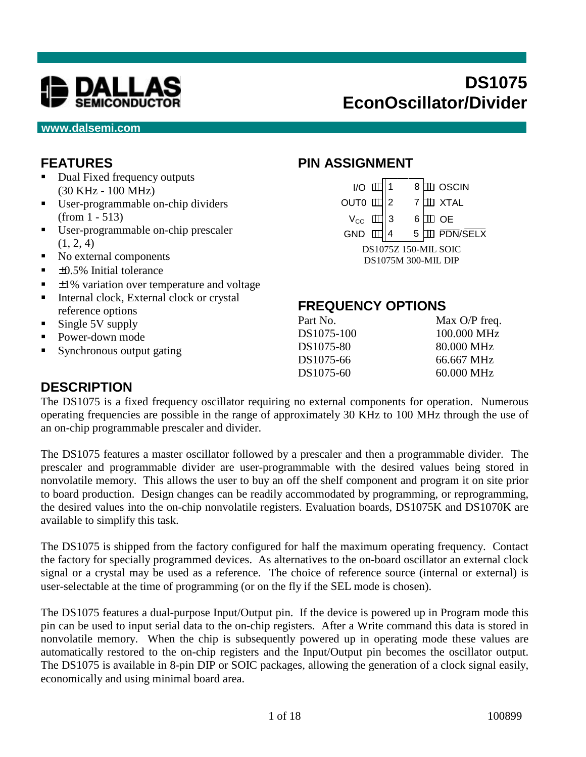DALLAS SEMICONDUCTOR

www.dalsemi.com

# DS1075 EconOscillator/Divider

## FEATURES

- Dual Fixed frequency outputs (30 KHz - 100 MHz)
- User-programmable on-chip dividers (from 1 - 513)
- User-programmable on-chip prescaler (1, 2, 4)
- No external components
- ±0.5% Initial tolerance
- ±1% variation over temperature and voltage
- Internal clock, External clock or crystal reference options
- Single 5V supply
- Power-down mode
- Synchronous output gating

## PIN ASSIGNMENT

| Pin | Name | Pin | Name |
|---|---|---|---|
| 1 | I/O | 8 | OSCIN |
| 2 | OUT0 | 7 | XTAL |
| 3 | $V_{CC}$ | 6 | OE |
| 4 | GND | 5 | $\overline{\text{PDN}}$/$\overline{\text{SELX}}$ |

DS1075Z 150-MIL SOIC
DS1075M 300-MIL DIP

## FREQUENCY OPTIONS

| Part No. | Max O/P freq. |
|---|---|
| DS1075-100 | 100.000 MHz |
| DS1075-80 | 80.000 MHz |
| DS1075-66 | 66.667 MHz |
| DS1075-60 | 60.000 MHz |

## DESCRIPTION

The DS1075 is a fixed frequency oscillator requiring no external components for operation. Numerous operating frequencies are possible in the range of approximately 30 KHz to 100 MHz through the use of an on-chip programmable prescaler and divider.

The DS1075 features a master oscillator followed by a prescaler and then a programmable divider. The prescaler and programmable divider are user-programmable with the desired values being stored in nonvolatile memory. This allows the user to buy an off the shelf component and program it on site prior to board production. Design changes can be readily accommodated by programming, or reprogramming, the desired values into the on-chip nonvolatile registers. Evaluation boards, DS1075K and DS1070K are available to simplify this task.

The DS1075 is shipped from the factory configured for half the maximum operating frequency. Contact the factory for specially programmed devices. As alternatives to the on-board oscillator an external clock signal or a crystal may be used as a reference. The choice of reference source (internal or external) is user-selectable at the time of programming (or on the fly if the SEL mode is chosen).

The DS1075 features a dual-purpose Input/Output pin. If the device is powered up in Program mode this pin can be used to input serial data to the on-chip registers. After a Write command this data is stored in nonvolatile memory. When the chip is subsequently powered up in operating mode these values are automatically restored to the on-chip registers and the Input/Output pin becomes the oscillator output. The DS1075 is available in 8-pin DIP or SOIC packages, allowing the generation of a clock signal easily, economically and using minimal board area.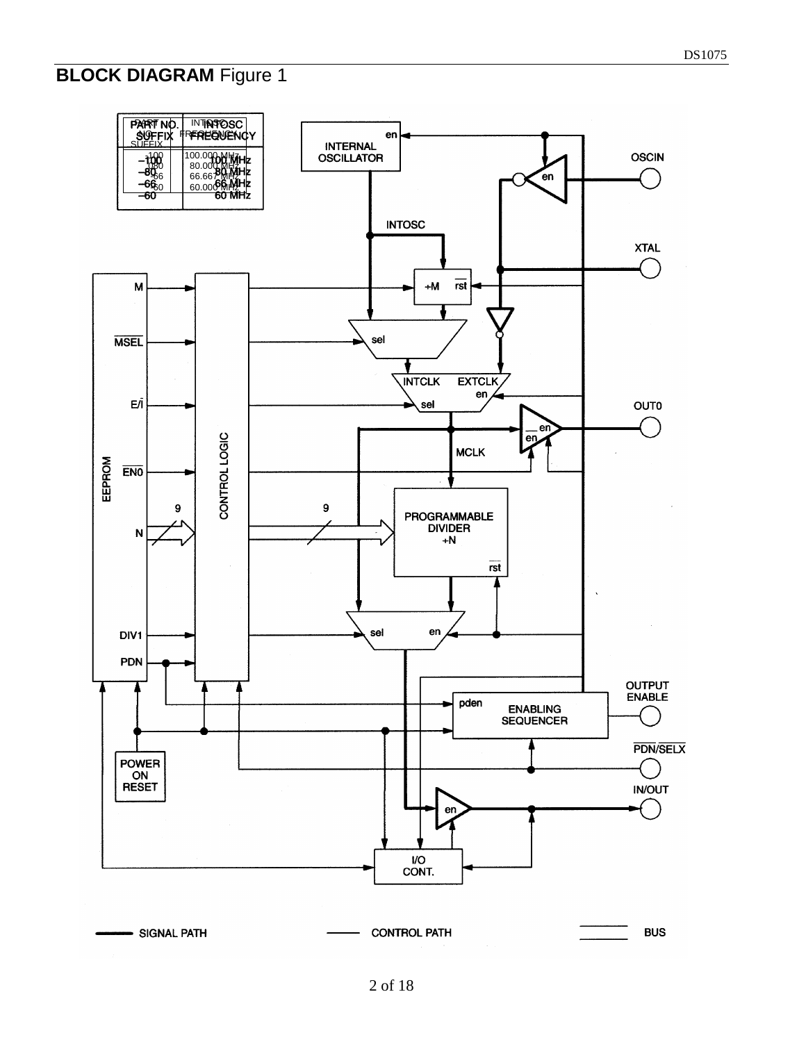## BLOCK DIAGRAM Figure 1

| PART NO. SUFFIX | INTOSC FREQUENCY |
|---|---|
| -100 | 100.000 MHz |
| -080 | 80.000 MHz |
| -066 | 66.667 MHz |
| -060 | 60.000 MHz |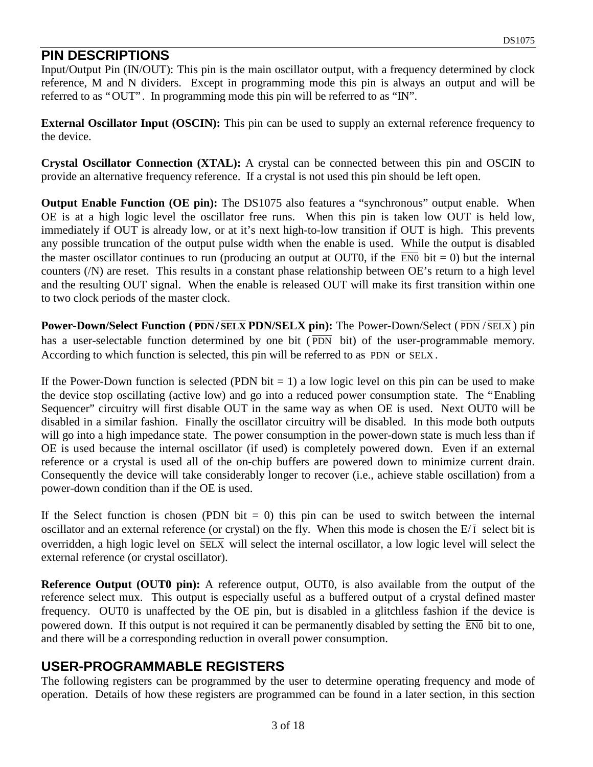## PIN DESCRIPTIONS

Input/Output Pin (IN/OUT): This pin is the main oscillator output, with a frequency determined by clock reference, M and N dividers. Except in programming mode this pin is always an output and will be referred to as "OUT". In programming mode this pin will be referred to as "IN".

**External Oscillator Input (OSCIN):** This pin can be used to supply an external reference frequency to the device.

**Crystal Oscillator Connection (XTAL):** A crystal can be connected between this pin and OSCIN to provide an alternative frequency reference. If a crystal is not used this pin should be left open.

**Output Enable Function (OE pin):** The DS1075 also features a "synchronous" output enable. When OE is at a high logic level the oscillator free runs. When this pin is taken low OUT is held low, immediately if OUT is already low, or at it's next high-to-low transition if OUT is high. This prevents any possible truncation of the output pulse width when the enable is used. While the output is disabled the master oscillator continues to run (producing an output at OUT0, if the $\overline{\text{EN0}}$ bit = 0) but the internal counters (/N) are reset. This results in a constant phase relationship between OE's return to a high level and the resulting OUT signal. When the enable is released OUT will make its first transition within one to two clock periods of the master clock.

**Power-Down/Select Function ($\overline{\textbf{PDN}}/\overline{\textbf{SELX}}$ PDN/SELX pin):** The Power-Down/Select ($\overline{\text{PDN}}/\overline{\text{SELX}}$) pin has a user-selectable function determined by one bit ($\overline{\text{PDN}}$ bit) of the user-programmable memory. According to which function is selected, this pin will be referred to as $\overline{\text{PDN}}$ or $\overline{\text{SELX}}$.

If the Power-Down function is selected (PDN bit = 1) a low logic level on this pin can be used to make the device stop oscillating (active low) and go into a reduced power consumption state. The "Enabling Sequencer" circuitry will first disable OUT in the same way as when OE is used. Next OUT0 will be disabled in a similar fashion. Finally the oscillator circuitry will be disabled. In this mode both outputs will go into a high impedance state. The power consumption in the power-down state is much less than if OE is used because the internal oscillator (if used) is completely powered down. Even if an external reference or a crystal is used all of the on-chip buffers are powered down to minimize current drain. Consequently the device will take considerably longer to recover (i.e., achieve stable oscillation) from a power-down condition than if the OE is used.

If the Select function is chosen (PDN bit = 0) this pin can be used to switch between the internal oscillator and an external reference (or crystal) on the fly. When this mode is chosen the E/$\overline{\text{I}}$ select bit is overridden, a high logic level on $\overline{\text{SELX}}$ will select the internal oscillator, a low logic level will select the external reference (or crystal oscillator).

**Reference Output (OUT0 pin):** A reference output, OUT0, is also available from the output of the reference select mux. This output is especially useful as a buffered output of a crystal defined master frequency. OUT0 is unaffected by the OE pin, but is disabled in a glitchless fashion if the device is powered down. If this output is not required it can be permanently disabled by setting the $\overline{\text{EN0}}$ bit to one, and there will be a corresponding reduction in overall power consumption.

## USER-PROGRAMMABLE REGISTERS

The following registers can be programmed by the user to determine operating frequency and mode of operation. Details of how these registers are programmed can be found in a later section, in this section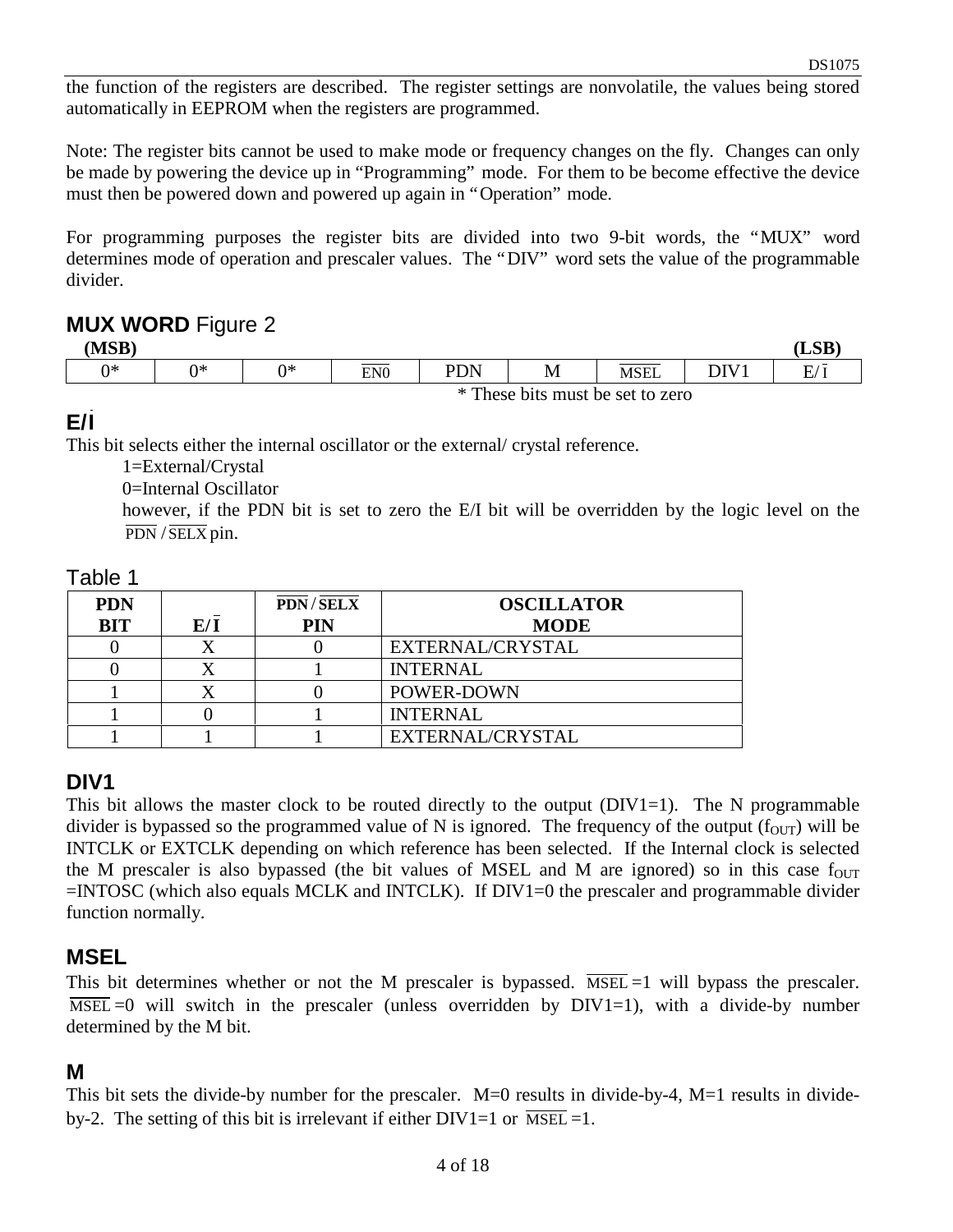the function of the registers are described. The register settings are nonvolatile, the values being stored automatically in EEPROM when the registers are programmed.

Note: The register bits cannot be used to make mode or frequency changes on the fly. Changes can only be made by powering the device up in "Programming" mode. For them to be become effective the device must then be powered down and powered up again in "Operation" mode.

For programming purposes the register bits are divided into two 9-bit words, the "MUX" word determines mode of operation and prescaler values. The "DIV" word sets the value of the programmable divider.

## MUX WORD Figure 2

| (MSB) | | | | | | | | (LSB) |
|---|---|---|---|---|---|---|---|---|
| 0* | 0* | 0* | $\overline{\text{EN0}}$ | PDN | M | $\overline{\text{MSEL}}$ | DIV1 | E/$\overline{\text{I}}$ |

\* These bits must be set to zero

## E/$\overline{\text{I}}$

This bit selects either the internal oscillator or the external/ crystal reference.

1=External/Crystal

0=Internal Oscillator

however, if the PDN bit is set to zero the E/I bit will be overridden by the logic level on the $\overline{\text{PDN}}$ / $\overline{\text{SELX}}$ pin.

Table 1

| PDN BIT | E/$\overline{\text{I}}$ | $\overline{\text{PDN}}$ / $\overline{\text{SELX}}$ PIN | OSCILLATOR MODE |
|---|---|---|---|
| 0 | X | 0 | EXTERNAL/CRYSTAL |
| 0 | X | 1 | INTERNAL |
| 1 | X | 0 | POWER-DOWN |
| 1 | 0 | 1 | INTERNAL |
| 1 | 1 | 1 | EXTERNAL/CRYSTAL |

## DIV1

This bit allows the master clock to be routed directly to the output (DIV1=1). The N programmable divider is bypassed so the programmed value of N is ignored. The frequency of the output ($f_{OUT}$) will be INTCLK or EXTCLK depending on which reference has been selected. If the Internal clock is selected the M prescaler is also bypassed (the bit values of MSEL and M are ignored) so in this case $f_{OUT}$ =INTOSC (which also equals MCLK and INTCLK). If DIV1=0 the prescaler and programmable divider function normally.

## MSEL

This bit determines whether or not the M prescaler is bypassed. $\overline{\text{MSEL}}$ =1 will bypass the prescaler. $\overline{\text{MSEL}}$ =0 will switch in the prescaler (unless overridden by DIV1=1), with a divide-by number determined by the M bit.

## M

This bit sets the divide-by number for the prescaler. M=0 results in divide-by-4, M=1 results in divide-by-2. The setting of this bit is irrelevant if either DIV1=1 or $\overline{\text{MSEL}}$ =1.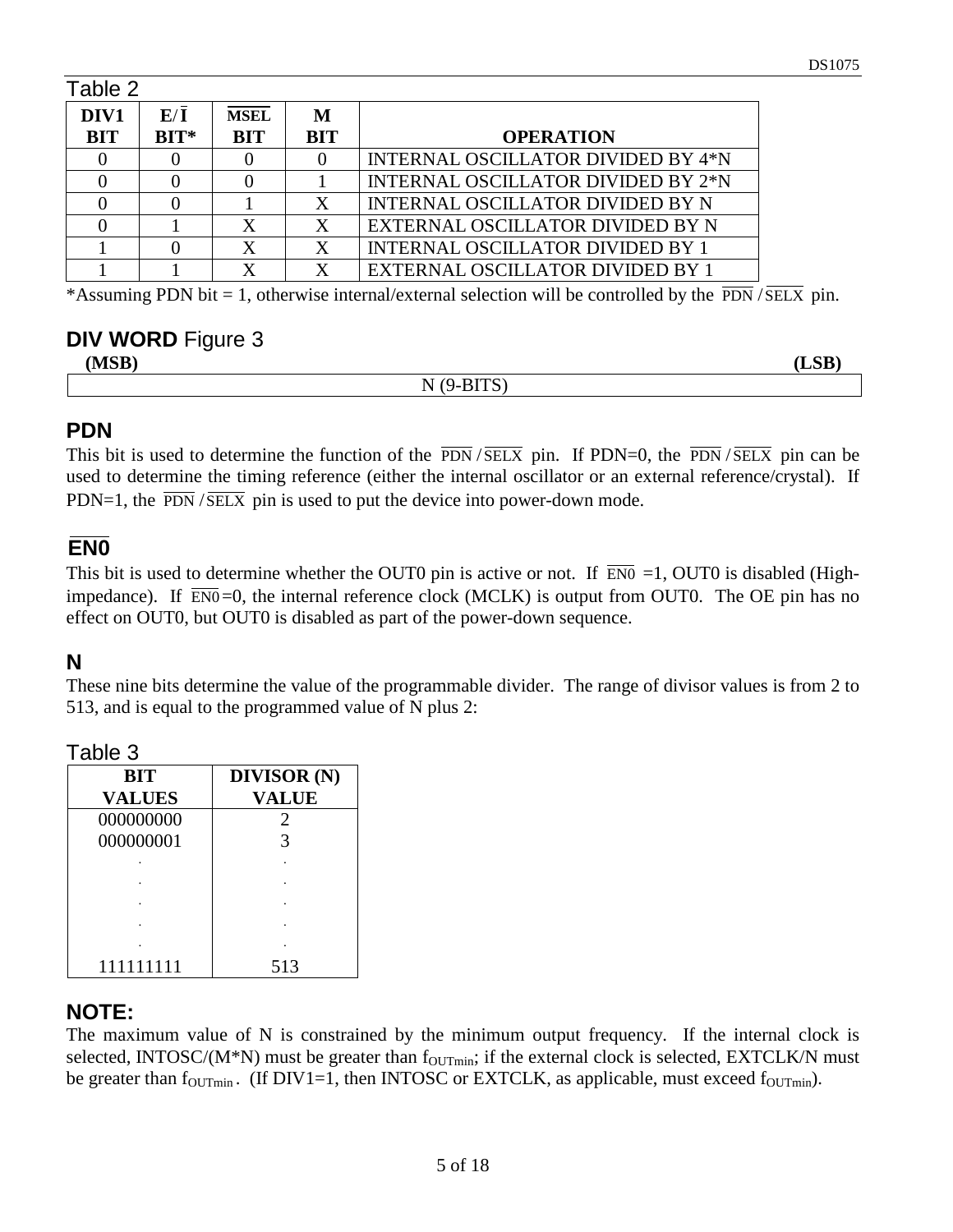Table 2

| DIV1 BIT | E/Ī BIT* | $\overline{MSEL}$ BIT | M BIT | OPERATION |
|---|---|---|---|---|
| 0 | 0 | 0 | 0 | INTERNAL OSCILLATOR DIVIDED BY 4*N |
| 0 | 0 | 0 | 1 | INTERNAL OSCILLATOR DIVIDED BY 2*N |
| 0 | 0 | 1 | X | INTERNAL OSCILLATOR DIVIDED BY N |
| 0 | 1 | X | X | EXTERNAL OSCILLATOR DIVIDED BY N |
| 1 | 0 | X | X | INTERNAL OSCILLATOR DIVIDED BY 1 |
| 1 | 1 | X | X | EXTERNAL OSCILLATOR DIVIDED BY 1 |

*Assuming PDN bit = 1, otherwise internal/external selection will be controlled by the $\overline{PDN}/\overline{SELX}$ pin.

## DIV WORD Figure 3

| (MSB) N (9-BITS) (LSB) |
|---|

## PDN

This bit is used to determine the function of the $\overline{PDN}/\overline{SELX}$ pin. If PDN=0, the $\overline{PDN}/\overline{SELX}$ pin can be used to determine the timing reference (either the internal oscillator or an external reference/crystal). If PDN=1, the $\overline{PDN}/\overline{SELX}$ pin is used to put the device into power-down mode.

## $\overline{EN0}$

This bit is used to determine whether the OUT0 pin is active or not. If $\overline{EN0}$ =1, OUT0 is disabled (High-impedance). If $\overline{EN0}$=0, the internal reference clock (MCLK) is output from OUT0. The OE pin has no effect on OUT0, but OUT0 is disabled as part of the power-down sequence.

## N

These nine bits determine the value of the programmable divider. The range of divisor values is from 2 to 513, and is equal to the programmed value of N plus 2:

Table 3

| BIT VALUES | DIVISOR (N) VALUE |
|---|---|
| 000000000 | 2 |
| 000000001 | 3 |
| . | . |
| . | . |
| . | . |
| . | . |
| . | . |
| 111111111 | 513 |

## NOTE:

The maximum value of N is constrained by the minimum output frequency. If the internal clock is selected, INTOSC/(M*N) must be greater than $f_{OUTmin}$; if the external clock is selected, EXTCLK/N must be greater than $f_{OUTmin}$. (If DIV1=1, then INTOSC or EXTCLK, as applicable, must exceed $f_{OUTmin}$).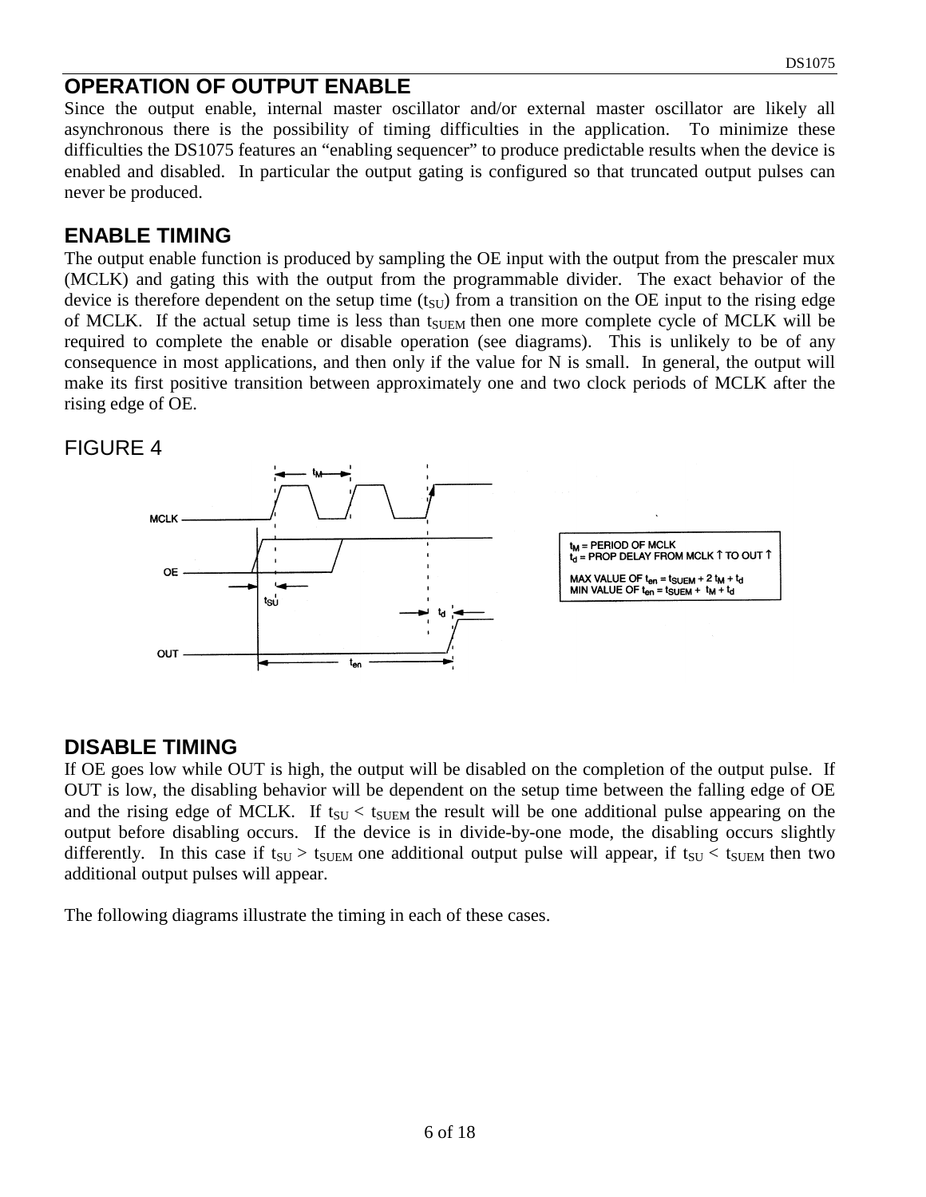## OPERATION OF OUTPUT ENABLE

Since the output enable, internal master oscillator and/or external master oscillator are likely all asynchronous there is the possibility of timing difficulties in the application. To minimize these difficulties the DS1075 features an "enabling sequencer" to produce predictable results when the device is enabled and disabled. In particular the output gating is configured so that truncated output pulses can never be produced.

## ENABLE TIMING

The output enable function is produced by sampling the OE input with the output from the prescaler mux (MCLK) and gating this with the output from the programmable divider. The exact behavior of the device is therefore dependent on the setup time ($t_{SU}$) from a transition on the OE input to the rising edge of MCLK. If the actual setup time is less than $t_{SUEM}$ then one more complete cycle of MCLK will be required to complete the enable or disable operation (see diagrams). This is unlikely to be of any consequence in most applications, and then only if the value for N is small. In general, the output will make its first positive transition between approximately one and two clock periods of MCLK after the rising edge of OE.

FIGURE 4

$t_M$ = PERIOD OF MCLK
$t_d$ = PROP DELAY FROM MCLK ↑ TO OUT ↑

MAX VALUE OF $t_{en} = t_{SUEM} + 2\ t_M + t_d$
MIN VALUE OF $t_{en} = t_{SUEM} + t_M + t_d$

## DISABLE TIMING

If OE goes low while OUT is high, the output will be disabled on the completion of the output pulse. If OUT is low, the disabling behavior will be dependent on the setup time between the falling edge of OE and the rising edge of MCLK. If $t_{SU} < t_{SUEM}$ the result will be one additional pulse appearing on the output before disabling occurs. If the device is in divide-by-one mode, the disabling occurs slightly differently. In this case if $t_{SU} > t_{SUEM}$ one additional output pulse will appear, if $t_{SU} < t_{SUEM}$ then two additional output pulses will appear.

The following diagrams illustrate the timing in each of these cases.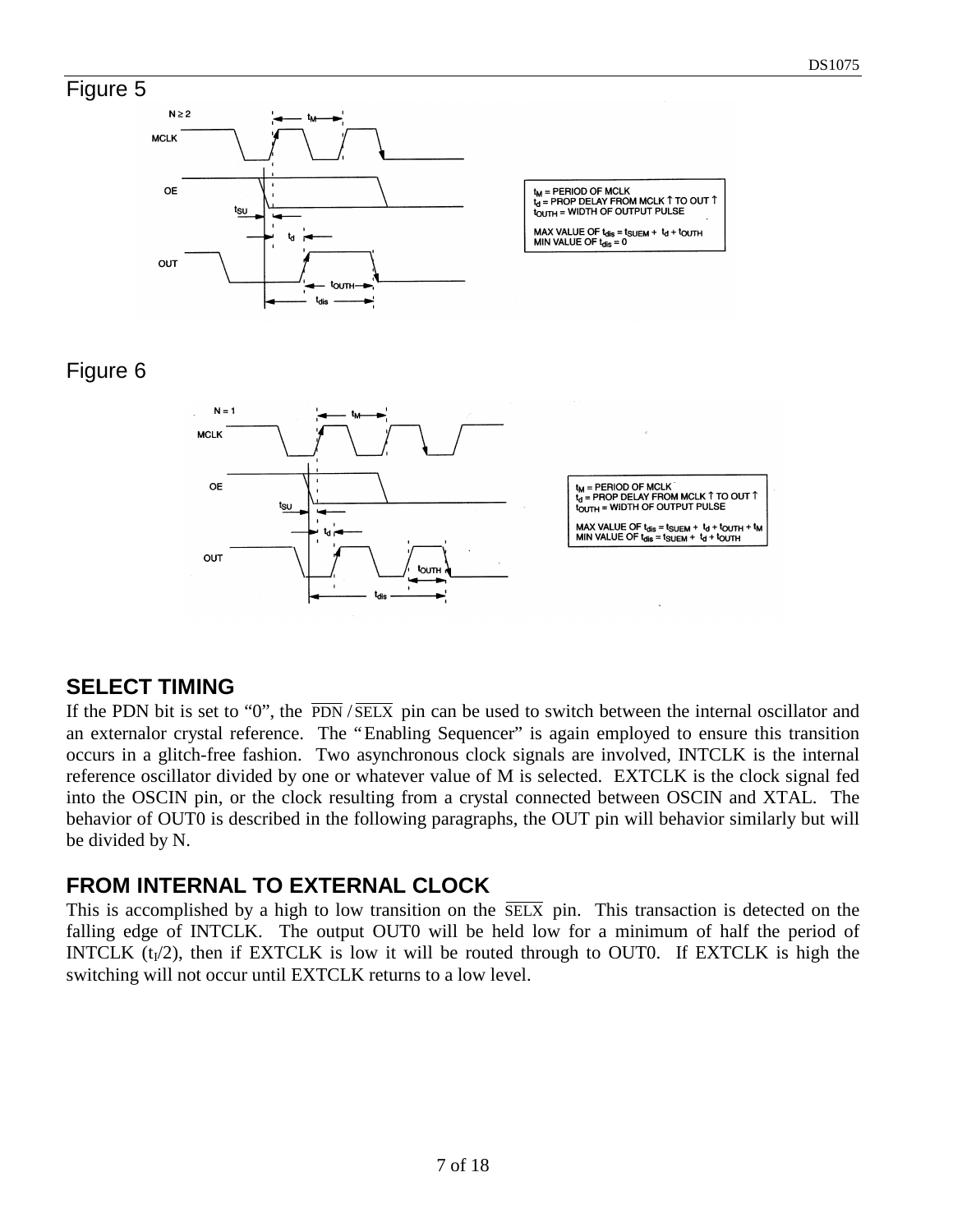Figure 5

$t_M$ = PERIOD OF MCLK
$t_d$ = PROP DELAY FROM MCLK ↑ TO OUT ↑
$t_{OUTH}$ = WIDTH OF OUTPUT PULSE

MAX VALUE OF $t_{dis}$ = $t_{SUEM}$ + $t_d$ + $t_{OUTH}$
MIN VALUE OF $t_{dis}$ = 0

Figure 6

$t_M$ = PERIOD OF MCLK
$t_d$ = PROP DELAY FROM MCLK ↑ TO OUT ↑
$t_{OUTH}$ = WIDTH OF OUTPUT PULSE

MAX VALUE OF $t_{dis}$ = $t_{SUEM}$ + $t_d$ + $t_{OUTH}$ + $t_M$
MIN VALUE OF $t_{dis}$ = $t_{SUEM}$ + $t_d$ + $t_{OUTH}$

## SELECT TIMING

If the PDN bit is set to "0", the $\overline{PDN}/\overline{SELX}$ pin can be used to switch between the internal oscillator and an externalor crystal reference. The "Enabling Sequencer" is again employed to ensure this transition occurs in a glitch-free fashion. Two asynchronous clock signals are involved, INTCLK is the internal reference oscillator divided by one or whatever value of M is selected. EXTCLK is the clock signal fed into the OSCIN pin, or the clock resulting from a crystal connected between OSCIN and XTAL. The behavior of OUT0 is described in the following paragraphs, the OUT pin will behavior similarly but will be divided by N.

## FROM INTERNAL TO EXTERNAL CLOCK

This is accomplished by a high to low transition on the $\overline{SELX}$ pin. This transaction is detected on the falling edge of INTCLK. The output OUT0 will be held low for a minimum of half the period of INTCLK ($t_I/2$), then if EXTCLK is low it will be routed through to OUT0. If EXTCLK is high the switching will not occur until EXTCLK returns to a low level.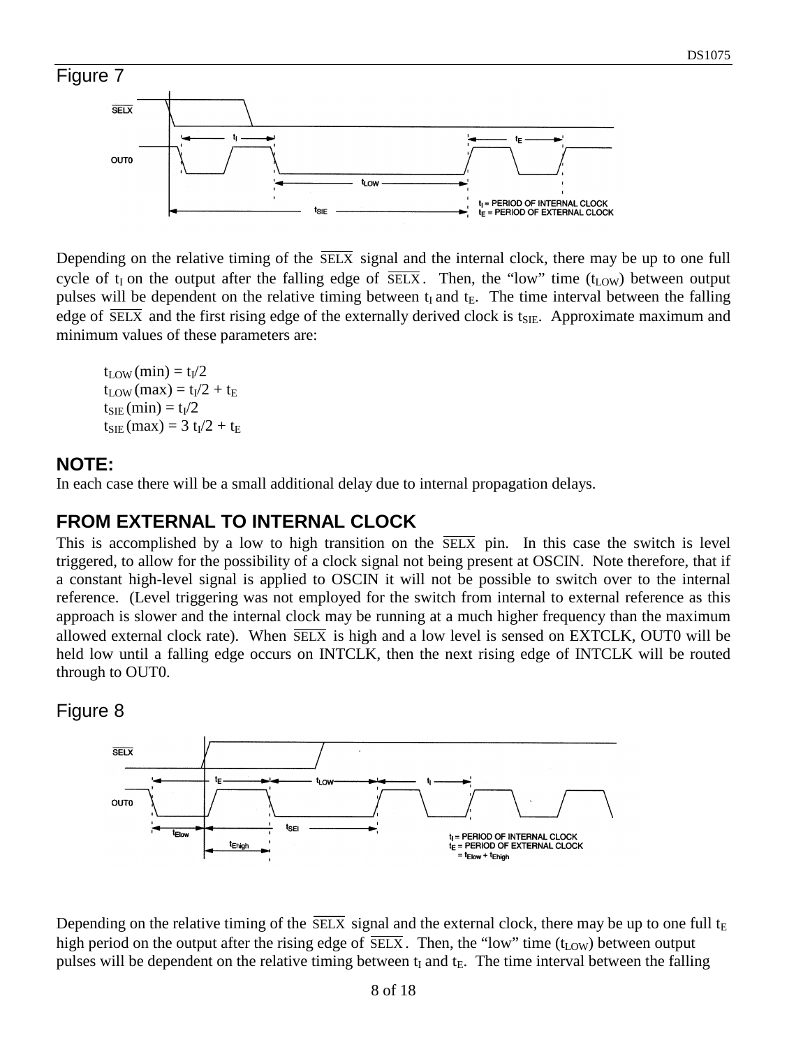Figure 7

Depending on the relative timing of the $\overline{SELX}$ signal and the internal clock, there may be up to one full cycle of $t_I$ on the output after the falling edge of $\overline{SELX}$. Then, the "low" time ($t_{LOW}$) between output pulses will be dependent on the relative timing between $t_I$ and $t_E$. The time interval between the falling edge of $\overline{SELX}$ and the first rising edge of the externally derived clock is $t_{SIE}$. Approximate maximum and minimum values of these parameters are:

$t_{LOW}$ (min) = $t_I/2$
$t_{LOW}$ (max) = $t_I/2 + t_E$
$t_{SIE}$ (min) = $t_I/2$
$t_{SIE}$ (max) = $3\,t_I/2 + t_E$

### NOTE:

In each case there will be a small additional delay due to internal propagation delays.

## FROM EXTERNAL TO INTERNAL CLOCK

This is accomplished by a low to high transition on the $\overline{SELX}$ pin. In this case the switch is level triggered, to allow for the possibility of a clock signal not being present at OSCIN. Note therefore, that if a constant high-level signal is applied to OSCIN it will not be possible to switch over to the internal reference. (Level triggering was not employed for the switch from internal to external reference as this approach is slower and the internal clock may be running at a much higher frequency than the maximum allowed external clock rate). When $\overline{SELX}$ is high and a low level is sensed on EXTCLK, OUT0 will be held low until a falling edge occurs on INTCLK, then the next rising edge of INTCLK will be routed through to OUT0.

Figure 8

Depending on the relative timing of the $\overline{SELX}$ signal and the external clock, there may be up to one full $t_E$ high period on the output after the rising edge of $\overline{SELX}$. Then, the "low" time ($t_{LOW}$) between output pulses will be dependent on the relative timing between $t_I$ and $t_E$. The time interval between the falling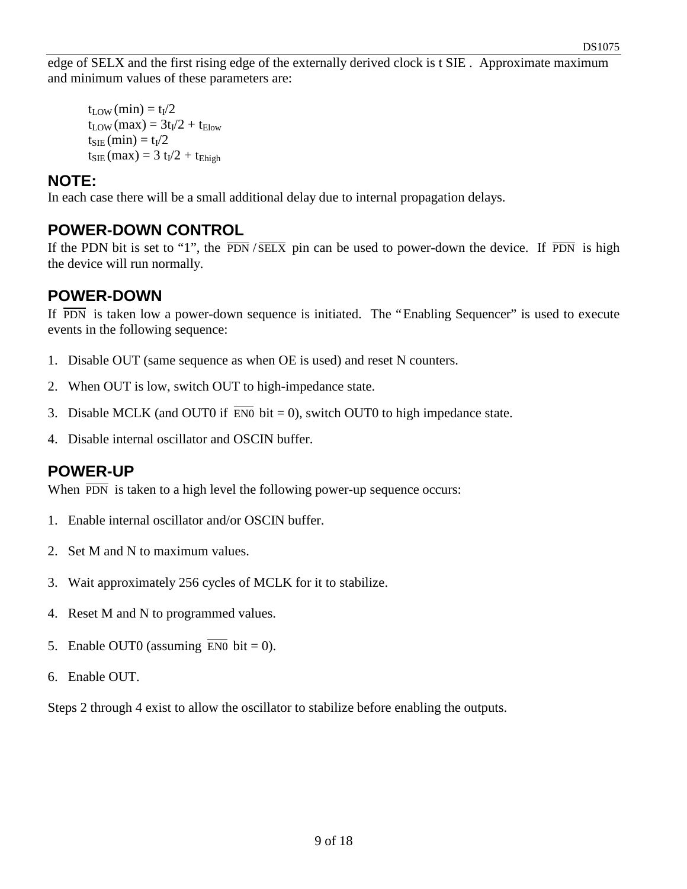edge of SELX and the first rising edge of the externally derived clock is t SIE . Approximate maximum and minimum values of these parameters are:

$t_{LOW}$ (min) = $t_I/2$
$t_{LOW}$ (max) = $3t_I/2 + t_{Elow}$
$t_{SIE}$ (min) = $t_I/2$
$t_{SIE}$ (max) = $3\ t_I/2 + t_{Ehigh}$

## NOTE:

In each case there will be a small additional delay due to internal propagation delays.

## POWER-DOWN CONTROL

If the PDN bit is set to "1", the $\overline{PDN}/\overline{SELX}$ pin can be used to power-down the device. If $\overline{PDN}$ is high the device will run normally.

## POWER-DOWN

If $\overline{PDN}$ is taken low a power-down sequence is initiated. The "Enabling Sequencer" is used to execute events in the following sequence:

1. Disable OUT (same sequence as when OE is used) and reset N counters.
2. When OUT is low, switch OUT to high-impedance state.
3. Disable MCLK (and OUT0 if $\overline{EN0}$ bit = 0), switch OUT0 to high impedance state.
4. Disable internal oscillator and OSCIN buffer.

## POWER-UP

When $\overline{PDN}$ is taken to a high level the following power-up sequence occurs:

1. Enable internal oscillator and/or OSCIN buffer.
2. Set M and N to maximum values.
3. Wait approximately 256 cycles of MCLK for it to stabilize.
4. Reset M and N to programmed values.
5. Enable OUT0 (assuming $\overline{EN0}$ bit = 0).
6. Enable OUT.

Steps 2 through 4 exist to allow the oscillator to stabilize before enabling the outputs.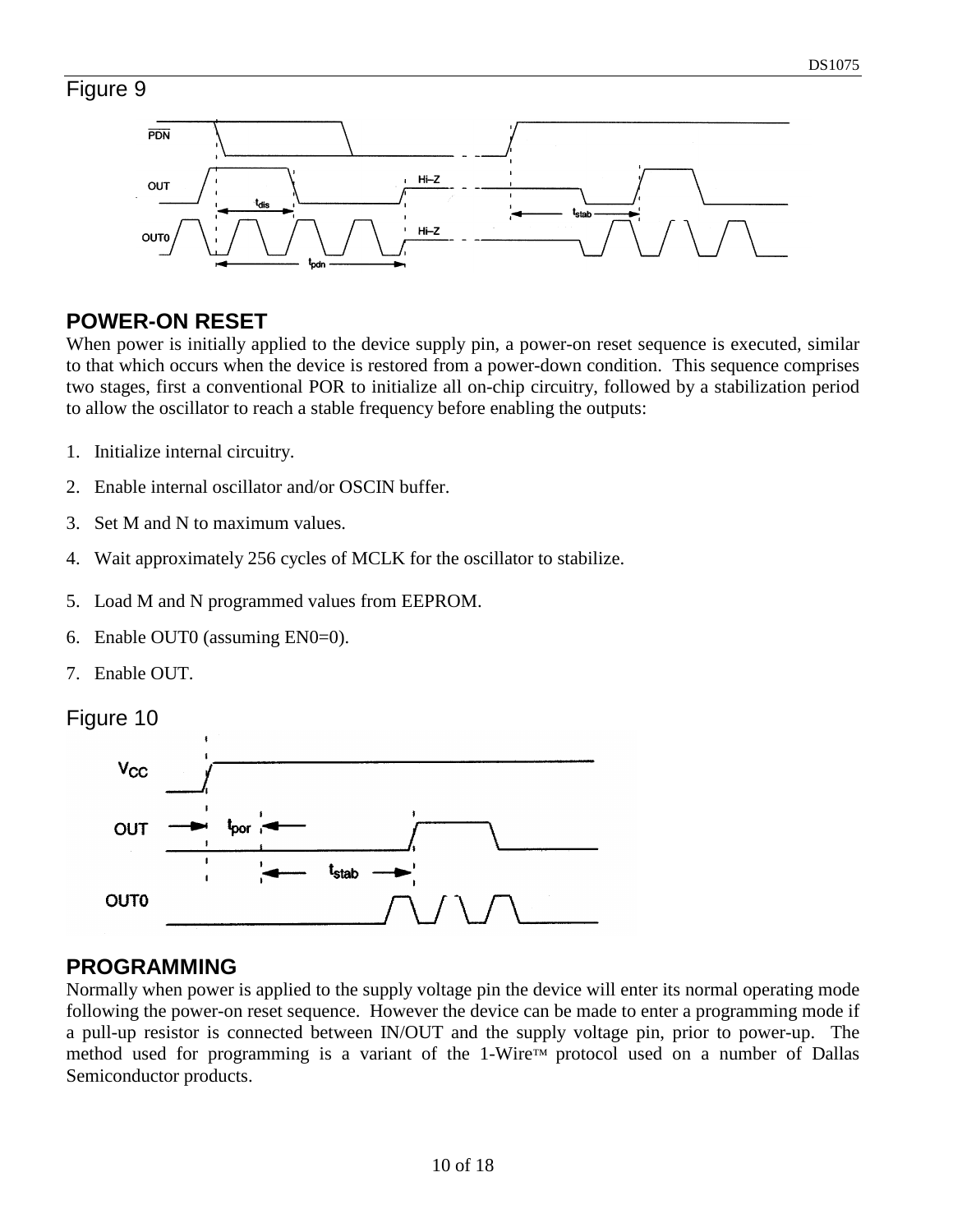Figure 9

## POWER-ON RESET

When power is initially applied to the device supply pin, a power-on reset sequence is executed, similar to that which occurs when the device is restored from a power-down condition. This sequence comprises two stages, first a conventional POR to initialize all on-chip circuitry, followed by a stabilization period to allow the oscillator to reach a stable frequency before enabling the outputs:

1. Initialize internal circuitry.
2. Enable internal oscillator and/or OSCIN buffer.
3. Set M and N to maximum values.
4. Wait approximately 256 cycles of MCLK for the oscillator to stabilize.
5. Load M and N programmed values from EEPROM.
6. Enable OUT0 (assuming EN0=0).
7. Enable OUT.

Figure 10

## PROGRAMMING

Normally when power is applied to the supply voltage pin the device will enter its normal operating mode following the power-on reset sequence. However the device can be made to enter a programming mode if a pull-up resistor is connected between IN/OUT and the supply voltage pin, prior to power-up. The method used for programming is a variant of the 1-Wire™ protocol used on a number of Dallas Semiconductor products.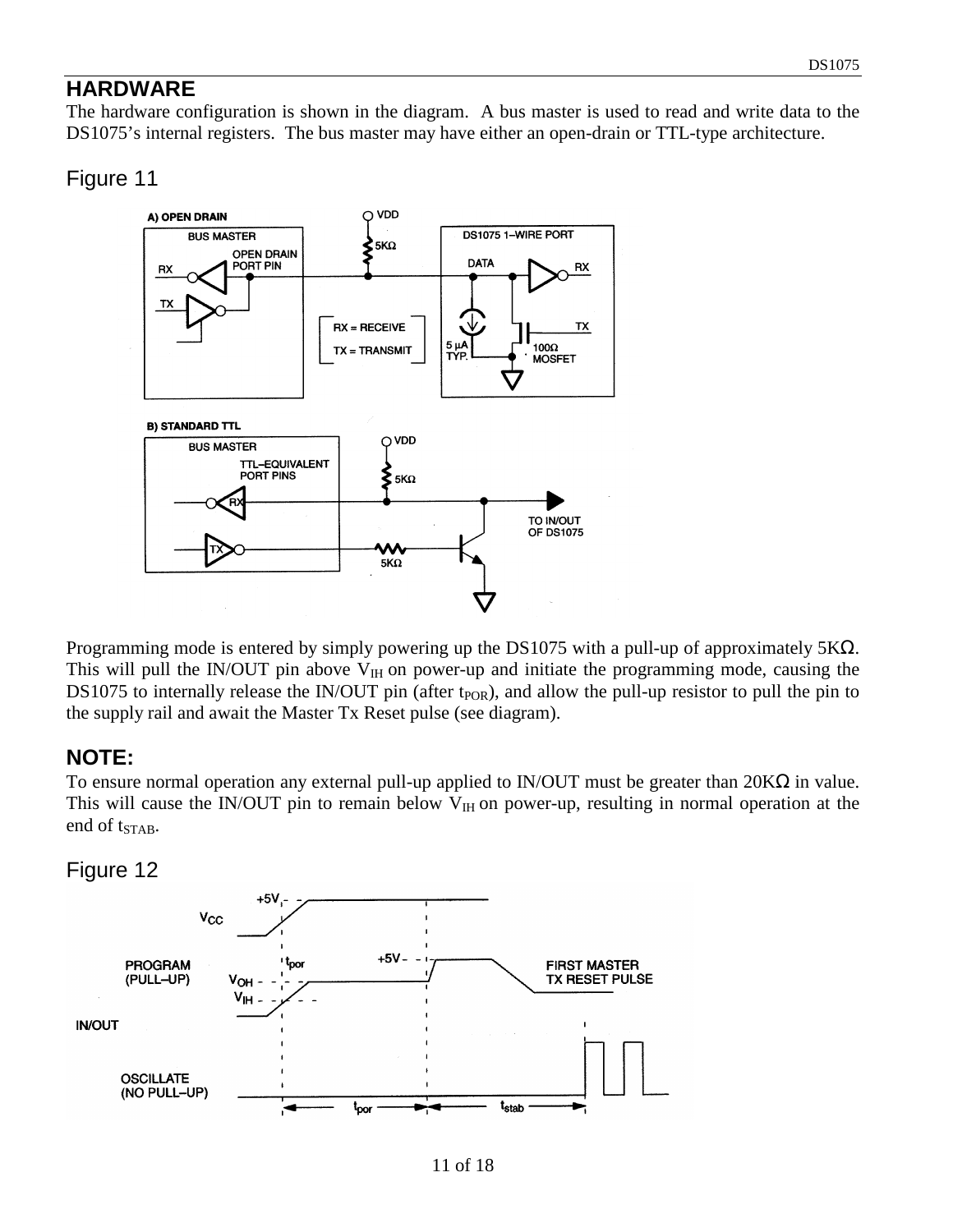## HARDWARE

The hardware configuration is shown in the diagram. A bus master is used to read and write data to the DS1075's internal registers. The bus master may have either an open-drain or TTL-type architecture.

Figure 11

Programming mode is entered by simply powering up the DS1075 with a pull-up of approximately 5KΩ. This will pull the IN/OUT pin above $V_{IH}$ on power-up and initiate the programming mode, causing the DS1075 to internally release the IN/OUT pin (after $t_{POR}$), and allow the pull-up resistor to pull the pin to the supply rail and await the Master Tx Reset pulse (see diagram).

## NOTE:

To ensure normal operation any external pull-up applied to IN/OUT must be greater than 20KΩ in value. This will cause the IN/OUT pin to remain below $V_{IH}$ on power-up, resulting in normal operation at the end of $t_{STAB}$.

Figure 12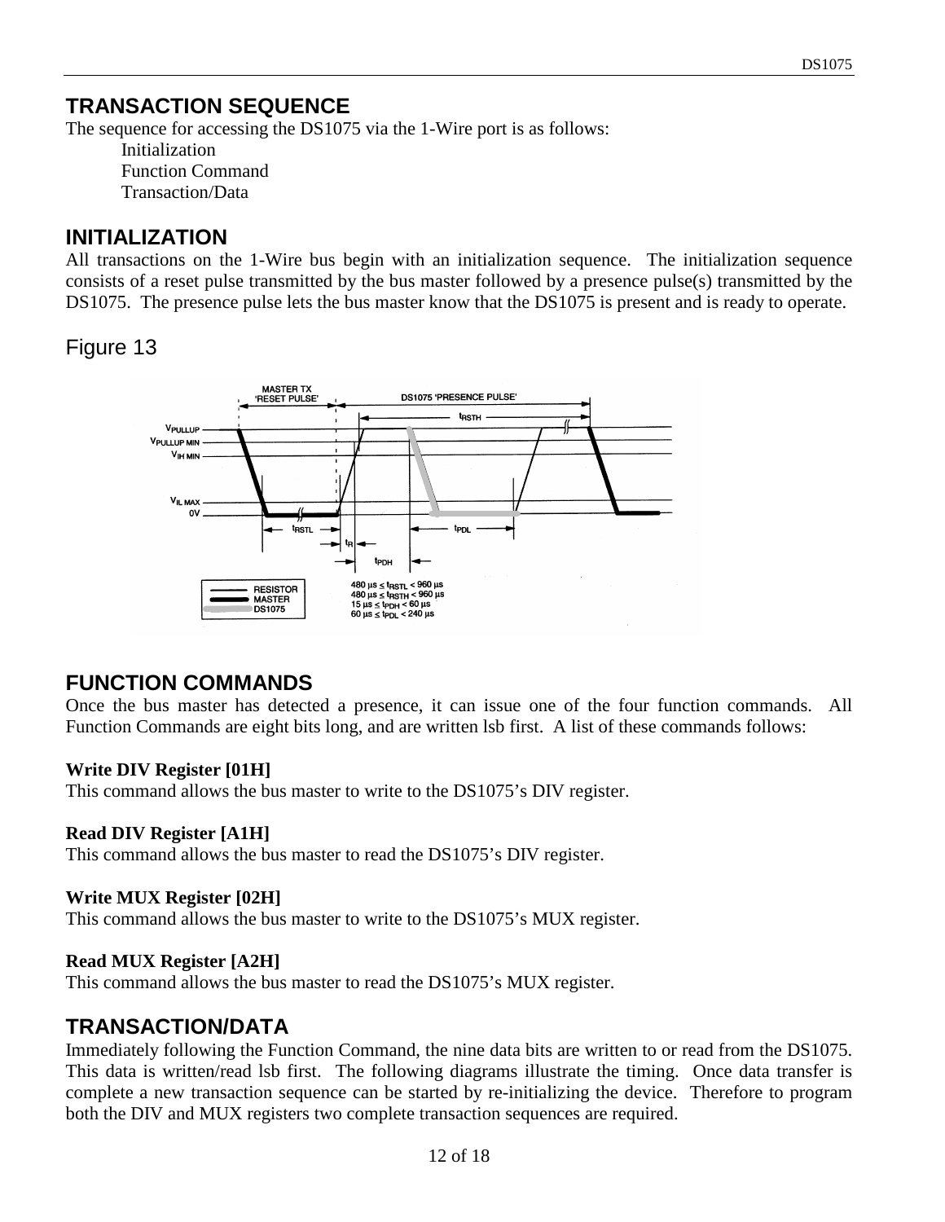## TRANSACTION SEQUENCE

The sequence for accessing the DS1075 via the 1-Wire port is as follows:

Initialization
Function Command
Transaction/Data

## INITIALIZATION

All transactions on the 1-Wire bus begin with an initialization sequence. The initialization sequence consists of a reset pulse transmitted by the bus master followed by a presence pulse(s) transmitted by the DS1075. The presence pulse lets the bus master know that the DS1075 is present and is ready to operate.

Figure 13

MASTER TX 'RESET PULSE' — DS1075 'PRESENCE PULSE'

RESISTOR / MASTER / DS1075

$480\ \mu s \leq t_{RSTL} < 960\ \mu s$
$480\ \mu s \leq t_{RSTH} < 960\ \mu s$
$15\ \mu s \leq t_{PDH} < 60\ \mu s$
$60\ \mu s \leq t_{PDL} < 240\ \mu s$

## FUNCTION COMMANDS

Once the bus master has detected a presence, it can issue one of the four function commands. All Function Commands are eight bits long, and are written lsb first. A list of these commands follows:

**Write DIV Register [01H]**
This command allows the bus master to write to the DS1075's DIV register.

**Read DIV Register [A1H]**
This command allows the bus master to read the DS1075's DIV register.

**Write MUX Register [02H]**
This command allows the bus master to write to the DS1075's MUX register.

**Read MUX Register [A2H]**
This command allows the bus master to read the DS1075's MUX register.

## TRANSACTION/DATA

Immediately following the Function Command, the nine data bits are written to or read from the DS1075. This data is written/read lsb first. The following diagrams illustrate the timing. Once data transfer is complete a new transaction sequence can be started by re-initializing the device. Therefore to program both the DIV and MUX registers two complete transaction sequences are required.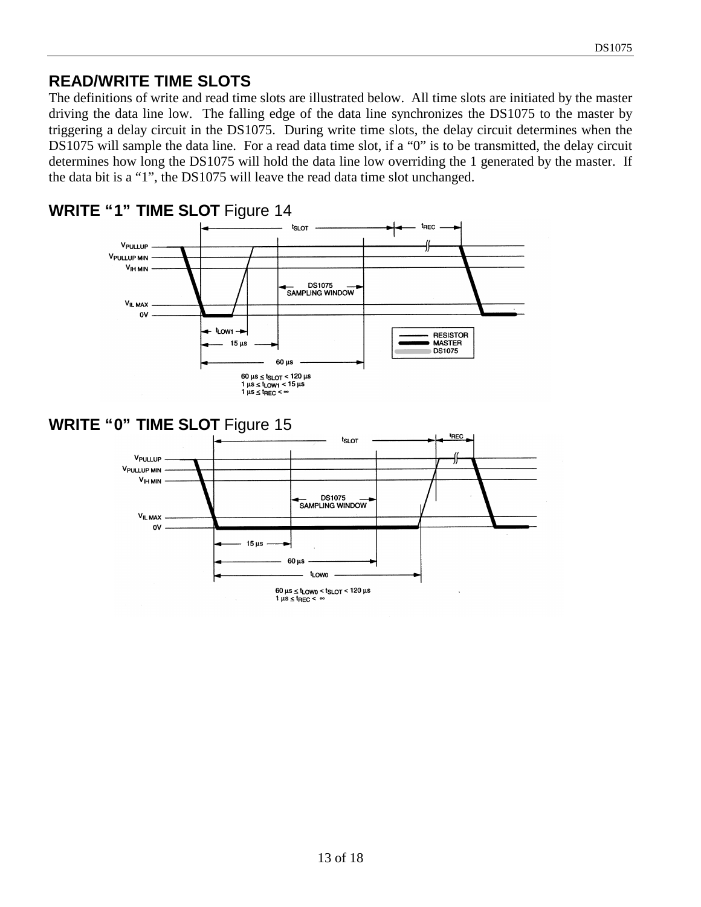## READ/WRITE TIME SLOTS

The definitions of write and read time slots are illustrated below. All time slots are initiated by the master driving the data line low. The falling edge of the data line synchronizes the DS1075 to the master by triggering a delay circuit in the DS1075. During write time slots, the delay circuit determines when the DS1075 will sample the data line. For a read data time slot, if a "0" is to be transmitted, the delay circuit determines how long the DS1075 will hold the data line low overriding the 1 generated by the master. If the data bit is a "1", the DS1075 will leave the read data time slot unchanged.

### WRITE "1" TIME SLOT Figure 14

$60\ \mu s \leq t_{SLOT} < 120\ \mu s$
$1\ \mu s \leq t_{LOW1} < 15\ \mu s$
$1\ \mu s \leq t_{REC} < \infty$

### WRITE "0" TIME SLOT Figure 15

$60\ \mu s \leq t_{LOW0} < t_{SLOT} < 120\ \mu s$
$1\ \mu s \leq t_{REC} < \infty$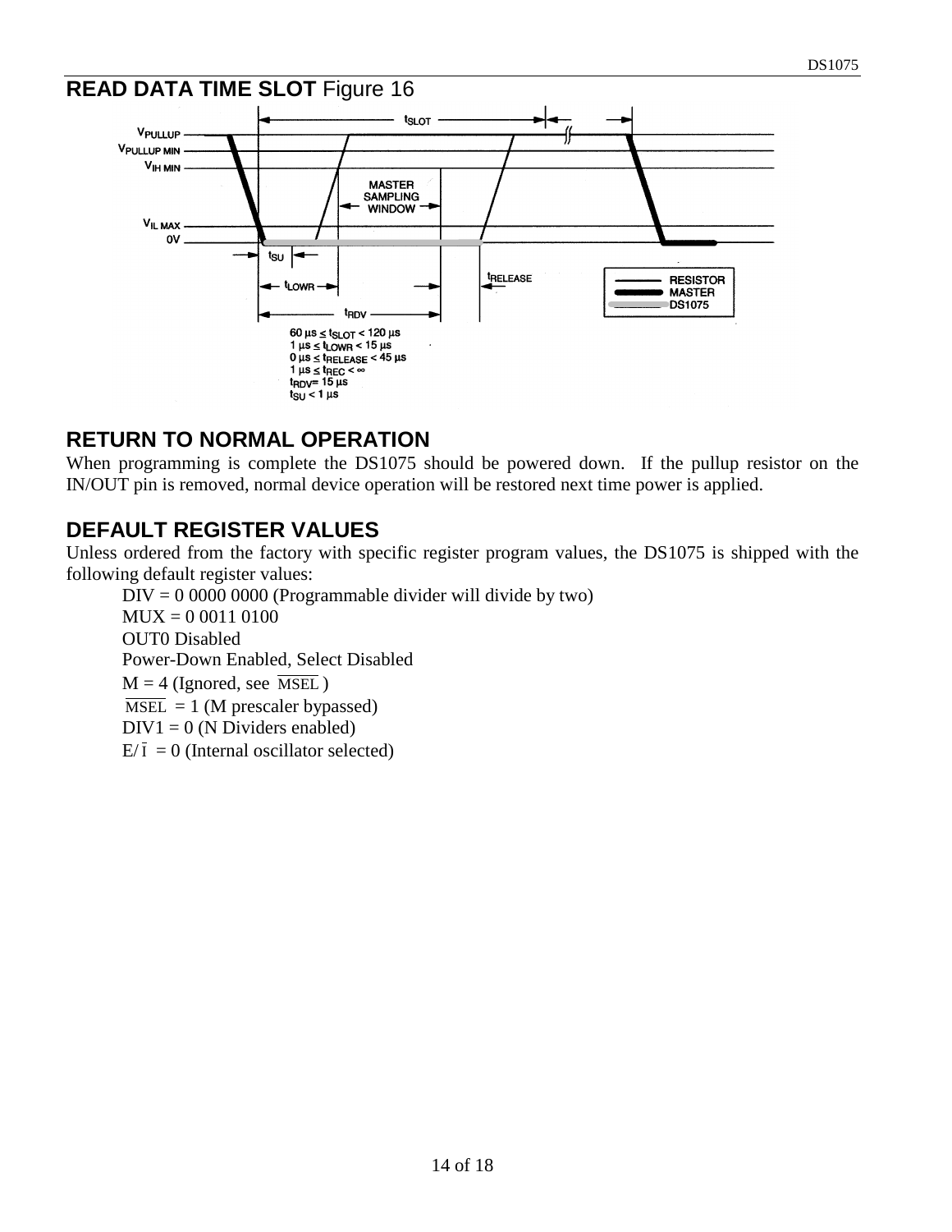## READ DATA TIME SLOT Figure 16

$60\ \mu s \le t_{SLOT} < 120\ \mu s$
$1\ \mu s \le t_{LOWR} < 15\ \mu s$
$0\ \mu s \le t_{RELEASE} < 45\ \mu s$
$1\ \mu s \le t_{REC} < \infty$
$t_{RDV} = 15\ \mu s$
$t_{SU} < 1\ \mu s$

## RETURN TO NORMAL OPERATION

When programming is complete the DS1075 should be powered down. If the pullup resistor on the IN/OUT pin is removed, normal device operation will be restored next time power is applied.

## DEFAULT REGISTER VALUES

Unless ordered from the factory with specific register program values, the DS1075 is shipped with the following default register values:

DIV = 0 0000 0000 (Programmable divider will divide by two)
MUX = 0 0011 0100
OUT0 Disabled
Power-Down Enabled, Select Disabled
M = 4 (Ignored, see $\overline{\text{MSEL}}$)
$\overline{\text{MSEL}}$ = 1 (M prescaler bypassed)
DIV1 = 0 (N Dividers enabled)
E/$\overline{\text{I}}$ = 0 (Internal oscillator selected)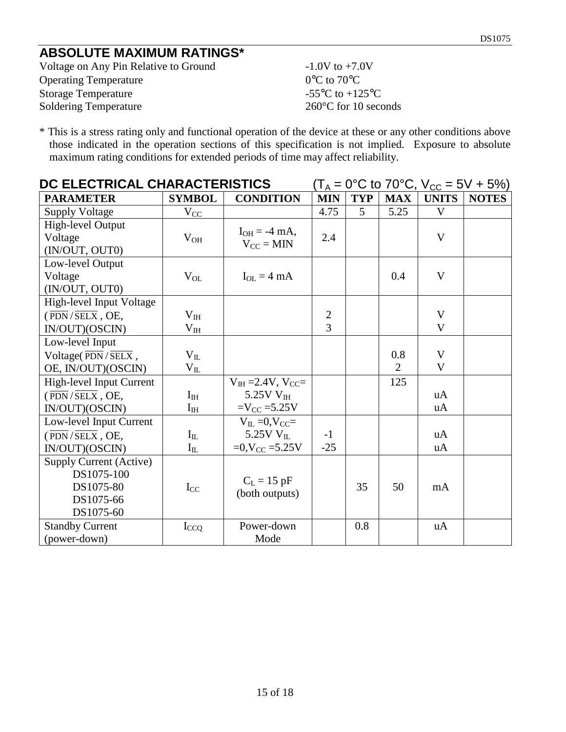## ABSOLUTE MAXIMUM RATINGS*

| | |
|---|---|
| Voltage on Any Pin Relative to Ground | -1.0V to +7.0V |
| Operating Temperature | 0°C to 70°C |
| Storage Temperature | -55°C to +125°C |
| Soldering Temperature | 260°C for 10 seconds |

* This is a stress rating only and functional operation of the device at these or any other conditions above those indicated in the operation sections of this specification is not implied. Exposure to absolute maximum rating conditions for extended periods of time may affect reliability.

## DC ELECTRICAL CHARACTERISTICS ($T_A$ = 0°C to 70°C, $V_{CC}$ = 5V + 5%)

| PARAMETER | SYMBOL | CONDITION | MIN | TYP | MAX | UNITS | NOTES |
|---|---|---|---|---|---|---|---|
| Supply Voltage | $V_{CC}$ | | 4.75 | 5 | 5.25 | V | |
| High-level Output Voltage (IN/OUT, OUT0) | $V_{OH}$ | $I_{OH}$ = -4 mA, $V_{CC}$ = MIN | 2.4 | | | V | |
| Low-level Output Voltage (IN/OUT, OUT0) | $V_{OL}$ | $I_{OL}$ = 4 mA | | | 0.4 | V | |
| High-level Input Voltage ($\overline{PDN}$ / $\overline{SELX}$, OE, IN/OUT)(OSCIN) | $V_{IH}$<br>$V_{IH}$ | | 2<br>3 | | | V<br>V | |
| Low-level Input Voltage($\overline{PDN}$ / $\overline{SELX}$, OE, IN/OUT)(OSCIN) | $V_{IL}$<br>$V_{IL}$ | | | | 0.8<br>2 | V<br>V | |
| High-level Input Current ($\overline{PDN}$ / $\overline{SELX}$, OE, IN/OUT)(OSCIN) | $I_{IH}$<br>$I_{IH}$ | $V_{IH}$ =2.4V, $V_{CC}$= 5.25V $V_{IH}$ =$V_{CC}$ =5.25V | | | 125 | uA<br>uA | |
| Low-level Input Current ($\overline{PDN}$ / $\overline{SELX}$, OE, IN/OUT)(OSCIN) | $I_{IL}$<br>$I_{IL}$ | $V_{IL}$ =0,$V_{CC}$= 5.25V $V_{IL}$ =0,$V_{CC}$ =5.25V | -1<br>-25 | | | uA<br>uA | |
| Supply Current (Active)<br>DS1075-100<br>DS1075-80<br>DS1075-66<br>DS1075-60 | $I_{CC}$ | $C_L$ = 15 pF (both outputs) | | 35 | 50 | mA | |
| Standby Current (power-down) | $I_{CCQ}$ | Power-down Mode | | 0.8 | | uA | |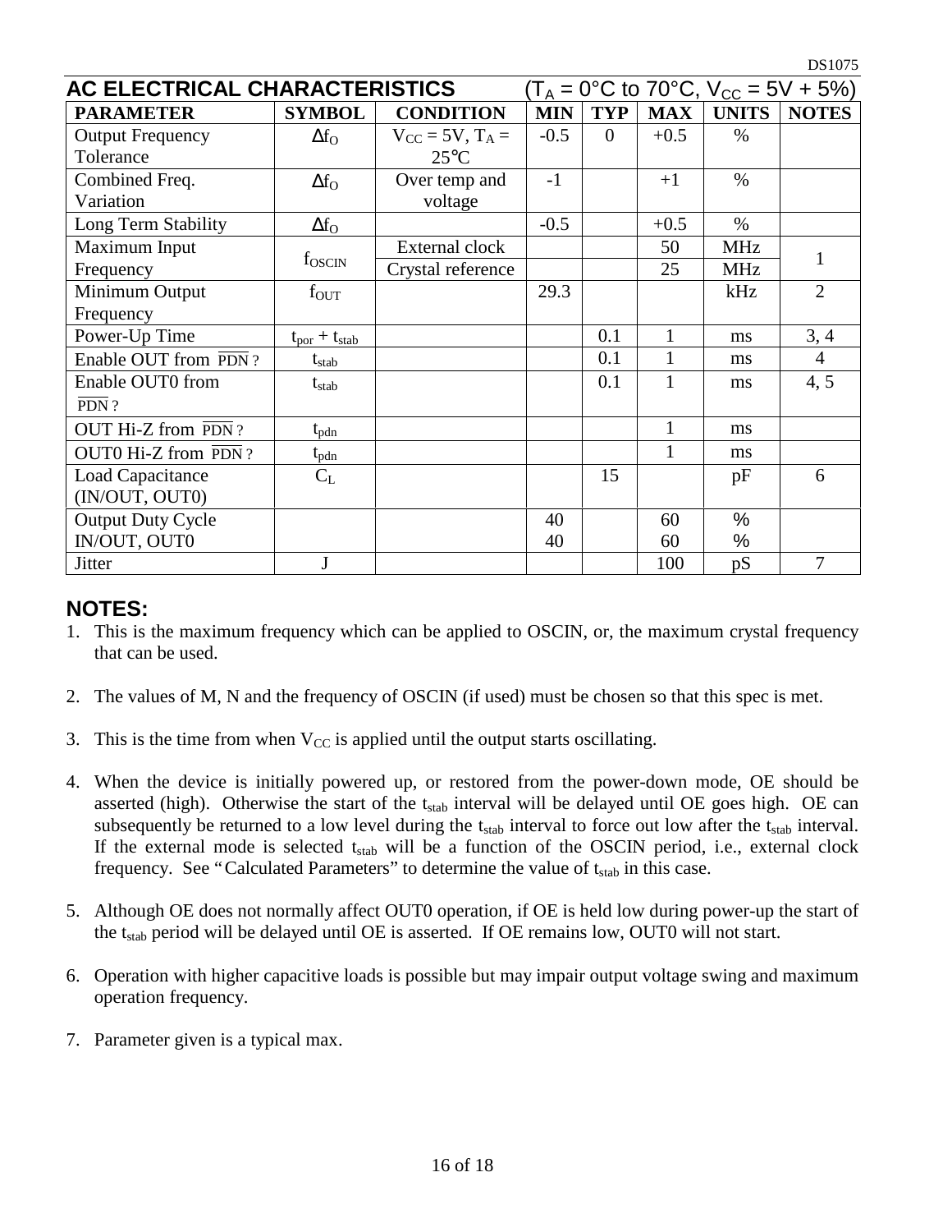## AC ELECTRICAL CHARACTERISTICS ($T_A$ = 0°C to 70°C, $V_{CC}$ = 5V + 5%)

| PARAMETER | SYMBOL | CONDITION | MIN | TYP | MAX | UNITS | NOTES |
|---|---|---|---|---|---|---|---|
| Output Frequency Tolerance | $\Delta f_O$ | $V_{CC}$ = 5V, $T_A$ = 25°C | -0.5 | 0 | +0.5 | % | |
| Combined Freq. Variation | $\Delta f_O$ | Over temp and voltage | -1 | | +1 | % | |
| Long Term Stability | $\Delta f_O$ | | -0.5 | | +0.5 | % | |
| Maximum Input Frequency | $f_{OSCIN}$ | External clock | | | 50 | MHz | 1 |
| | | Crystal reference | | | 25 | MHz | |
| Minimum Output Frequency | $f_{OUT}$ | | 29.3 | | | kHz | 2 |
| Power-Up Time | $t_{por} + t_{stab}$ | | | 0.1 | 1 | ms | 3, 4 |
| Enable OUT from $\overline{PDN}$ ? | $t_{stab}$ | | | 0.1 | 1 | ms | 4 |
| Enable OUT0 from $\overline{PDN}$ ? | $t_{stab}$ | | | 0.1 | 1 | ms | 4, 5 |
| OUT Hi-Z from $\overline{PDN}$ ? | $t_{pdn}$ | | | | 1 | ms | |
| OUT0 Hi-Z from $\overline{PDN}$ ? | $t_{pdn}$ | | | | 1 | ms | |
| Load Capacitance (IN/OUT, OUT0) | $C_L$ | | | 15 | | pF | 6 |
| Output Duty Cycle IN/OUT, OUT0 | | | 40<br>40 | | 60<br>60 | %<br>% | |
| Jitter | J | | | | 100 | pS | 7 |

## NOTES:

1. This is the maximum frequency which can be applied to OSCIN, or, the maximum crystal frequency that can be used.

2. The values of M, N and the frequency of OSCIN (if used) must be chosen so that this spec is met.

3. This is the time from when $V_{CC}$ is applied until the output starts oscillating.

4. When the device is initially powered up, or restored from the power-down mode, OE should be asserted (high). Otherwise the start of the $t_{stab}$ interval will be delayed until OE goes high. OE can subsequently be returned to a low level during the $t_{stab}$ interval to force out low after the $t_{stab}$ interval. If the external mode is selected $t_{stab}$ will be a function of the OSCIN period, i.e., external clock frequency. See "Calculated Parameters" to determine the value of $t_{stab}$ in this case.

5. Although OE does not normally affect OUT0 operation, if OE is held low during power-up the start of the $t_{stab}$ period will be delayed until OE is asserted. If OE remains low, OUT0 will not start.

6. Operation with higher capacitive loads is possible but may impair output voltage swing and maximum operation frequency.

7. Parameter given is a typical max.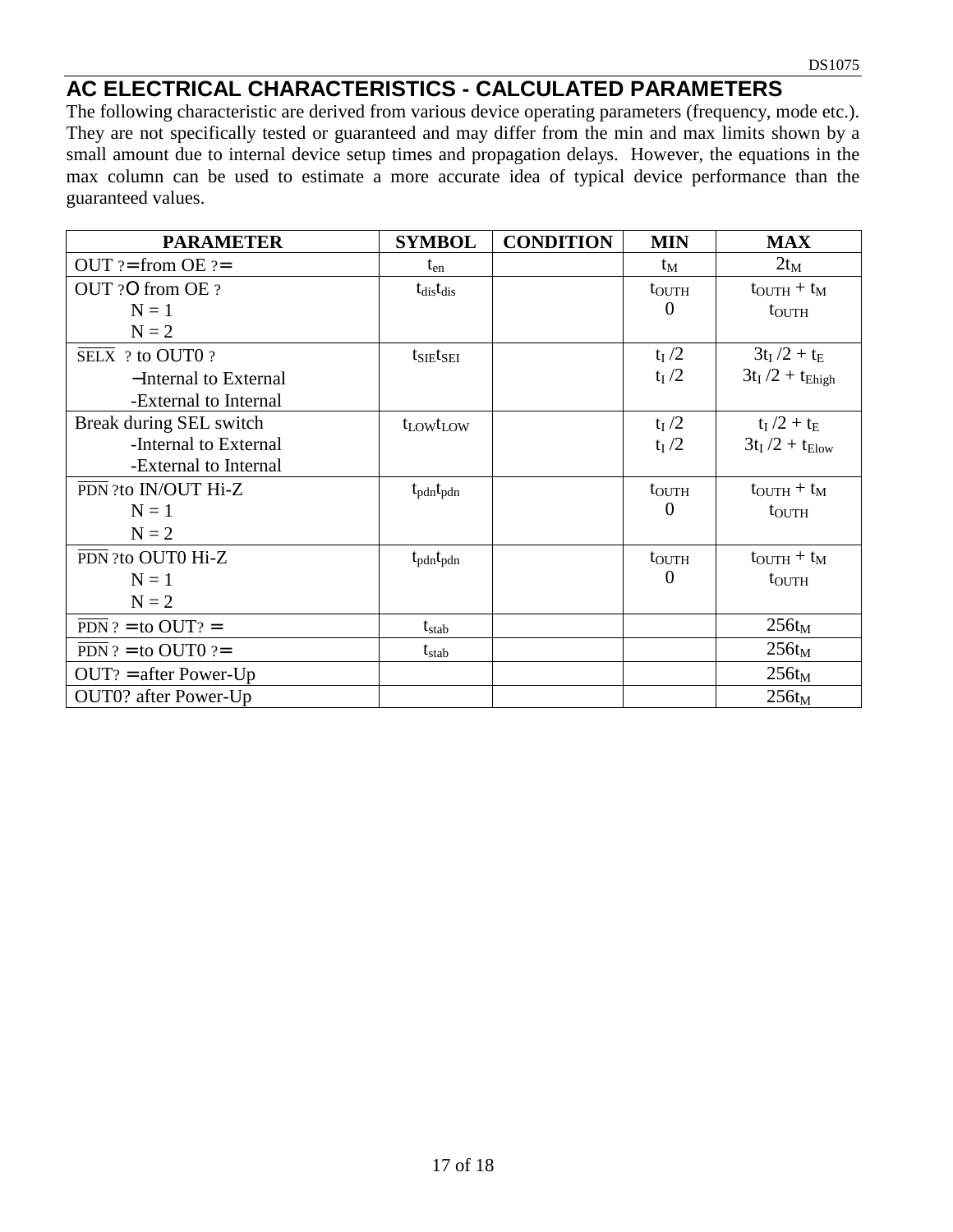## AC ELECTRICAL CHARACTERISTICS - CALCULATED PARAMETERS

The following characteristic are derived from various device operating parameters (frequency, mode etc.). They are not specifically tested or guaranteed and may differ from the min and max limits shown by a small amount due to internal device setup times and propagation delays. However, the equations in the max column can be used to estimate a more accurate idea of typical device performance than the guaranteed values.

| PARAMETER | SYMBOL | CONDITION | MIN | MAX |
|---|---|---|---|---|
| OUT ?= from OE ?= | $t_{en}$ | | $t_M$ | $2t_M$ |
| OUT ?O from OE ?<br>N = 1<br>N = 2 | $t_{dis}t_{dis}$ | | $t_{OUTH}$<br>0 | $t_{OUTH} + t_M$<br>$t_{OUTH}$ |
| $\overline{\text{SELX}}$ ? to OUT0 ?<br>−Internal to External<br>-External to Internal | $t_{SIE}t_{SEI}$ | | $t_I/2$<br>$t_I/2$ | $3t_I/2 + t_E$<br>$3t_I/2 + t_{Ehigh}$ |
| Break during SEL switch<br>-Internal to External<br>-External to Internal | $t_{LOW}t_{LOW}$ | | $t_I/2$<br>$t_I/2$ | $t_I/2 + t_E$<br>$3t_I/2 + t_{Elow}$ |
| $\overline{\text{PDN}}$ ?to IN/OUT Hi-Z<br>N = 1<br>N = 2 | $t_{pdn}t_{pdn}$ | | $t_{OUTH}$<br>0 | $t_{OUTH} + t_M$<br>$t_{OUTH}$ |
| $\overline{\text{PDN}}$ ?to OUT0 Hi-Z<br>N = 1<br>N = 2 | $t_{pdn}t_{pdn}$ | | $t_{OUTH}$<br>0 | $t_{OUTH} + t_M$<br>$t_{OUTH}$ |
| $\overline{\text{PDN}}$ ? = to OUT? = | $t_{stab}$ | | | $256t_M$ |
| $\overline{\text{PDN}}$ ? = to OUT0 ?= | $t_{stab}$ | | | $256t_M$ |
| OUT? = after Power-Up | | | | $256t_M$ |
| OUT0? after Power-Up | | | | $256t_M$ |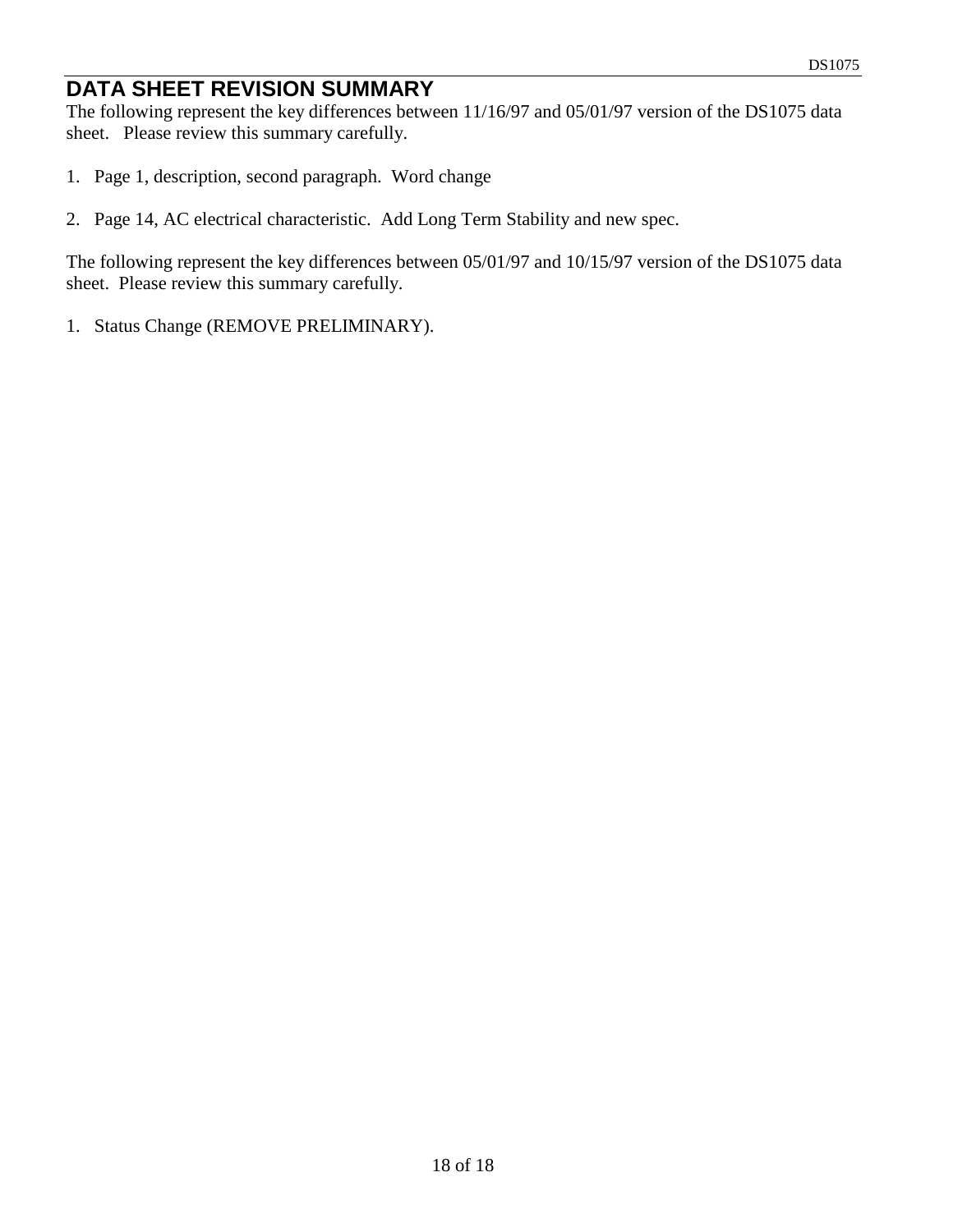## DATA SHEET REVISION SUMMARY

The following represent the key differences between 11/16/97 and 05/01/97 version of the DS1075 data sheet. Please review this summary carefully.

1. Page 1, description, second paragraph. Word change
2. Page 14, AC electrical characteristic. Add Long Term Stability and new spec.

The following represent the key differences between 05/01/97 and 10/15/97 version of the DS1075 data sheet. Please review this summary carefully.

1. Status Change (REMOVE PRELIMINARY).